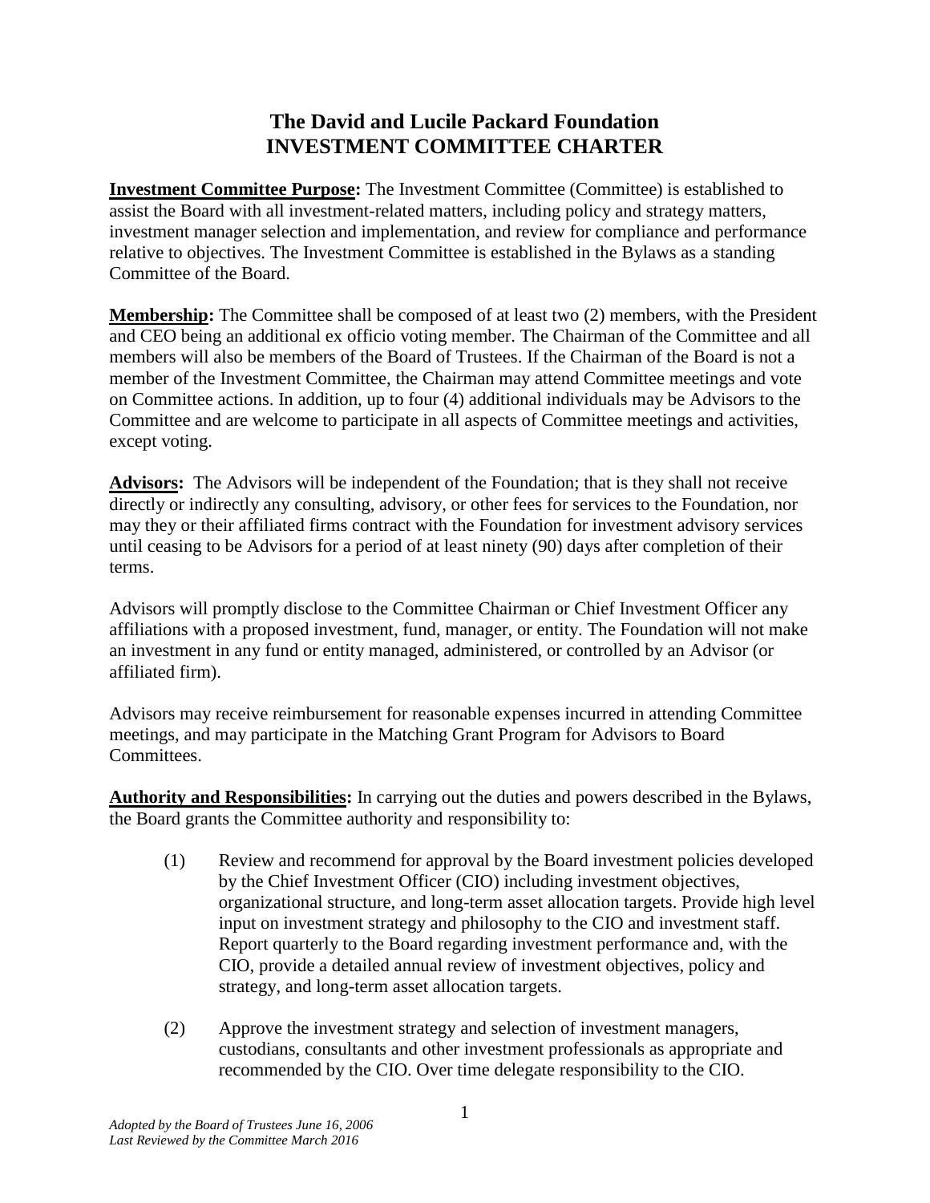# The David and Lucile Packard Foundation
# INVESTMENT COMMITTEE CHARTER

**Investment Committee Purpose:** The Investment Committee (Committee) is established to assist the Board with all investment-related matters, including policy and strategy matters, investment manager selection and implementation, and review for compliance and performance relative to objectives. The Investment Committee is established in the Bylaws as a standing Committee of the Board.

**Membership:** The Committee shall be composed of at least two (2) members, with the President and CEO being an additional ex officio voting member. The Chairman of the Committee and all members will also be members of the Board of Trustees. If the Chairman of the Board is not a member of the Investment Committee, the Chairman may attend Committee meetings and vote on Committee actions. In addition, up to four (4) additional individuals may be Advisors to the Committee and are welcome to participate in all aspects of Committee meetings and activities, except voting.

**Advisors:** The Advisors will be independent of the Foundation; that is they shall not receive directly or indirectly any consulting, advisory, or other fees for services to the Foundation, nor may they or their affiliated firms contract with the Foundation for investment advisory services until ceasing to be Advisors for a period of at least ninety (90) days after completion of their terms.

Advisors will promptly disclose to the Committee Chairman or Chief Investment Officer any affiliations with a proposed investment, fund, manager, or entity. The Foundation will not make an investment in any fund or entity managed, administered, or controlled by an Advisor (or affiliated firm).

Advisors may receive reimbursement for reasonable expenses incurred in attending Committee meetings, and may participate in the Matching Grant Program for Advisors to Board Committees.

**Authority and Responsibilities:** In carrying out the duties and powers described in the Bylaws, the Board grants the Committee authority and responsibility to:

(1) Review and recommend for approval by the Board investment policies developed by the Chief Investment Officer (CIO) including investment objectives, organizational structure, and long-term asset allocation targets. Provide high level input on investment strategy and philosophy to the CIO and investment staff. Report quarterly to the Board regarding investment performance and, with the CIO, provide a detailed annual review of investment objectives, policy and strategy, and long-term asset allocation targets.

(2) Approve the investment strategy and selection of investment managers, custodians, consultants and other investment professionals as appropriate and recommended by the CIO. Over time delegate responsibility to the CIO.

*Adopted by the Board of Trustees June 16, 2006*
*Last Reviewed by the Committee March 2016*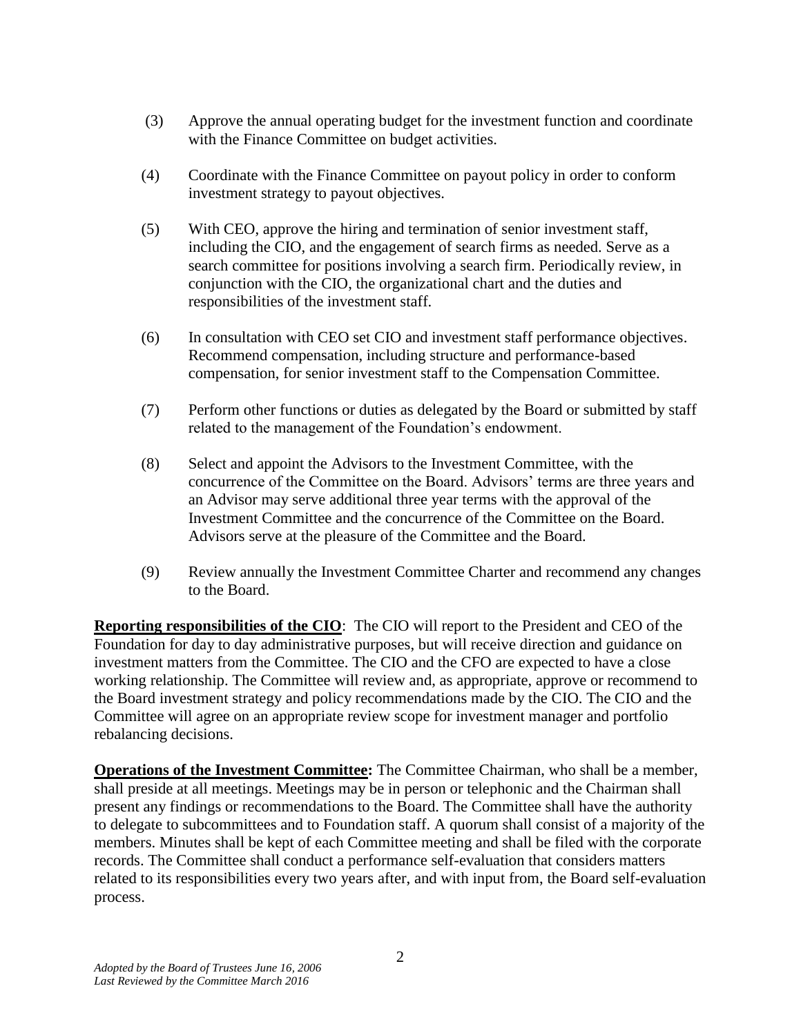(3) Approve the annual operating budget for the investment function and coordinate with the Finance Committee on budget activities.

(4) Coordinate with the Finance Committee on payout policy in order to conform investment strategy to payout objectives.

(5) With CEO, approve the hiring and termination of senior investment staff, including the CIO, and the engagement of search firms as needed. Serve as a search committee for positions involving a search firm. Periodically review, in conjunction with the CIO, the organizational chart and the duties and responsibilities of the investment staff.

(6) In consultation with CEO set CIO and investment staff performance objectives. Recommend compensation, including structure and performance-based compensation, for senior investment staff to the Compensation Committee.

(7) Perform other functions or duties as delegated by the Board or submitted by staff related to the management of the Foundation's endowment.

(8) Select and appoint the Advisors to the Investment Committee, with the concurrence of the Committee on the Board. Advisors' terms are three years and an Advisor may serve additional three year terms with the approval of the Investment Committee and the concurrence of the Committee on the Board. Advisors serve at the pleasure of the Committee and the Board.

(9) Review annually the Investment Committee Charter and recommend any changes to the Board.

**Reporting responsibilities of the CIO**: The CIO will report to the President and CEO of the Foundation for day to day administrative purposes, but will receive direction and guidance on investment matters from the Committee. The CIO and the CFO are expected to have a close working relationship. The Committee will review and, as appropriate, approve or recommend to the Board investment strategy and policy recommendations made by the CIO. The CIO and the Committee will agree on an appropriate review scope for investment manager and portfolio rebalancing decisions.

**Operations of the Investment Committee:** The Committee Chairman, who shall be a member, shall preside at all meetings. Meetings may be in person or telephonic and the Chairman shall present any findings or recommendations to the Board. The Committee shall have the authority to delegate to subcommittees and to Foundation staff. A quorum shall consist of a majority of the members. Minutes shall be kept of each Committee meeting and shall be filed with the corporate records. The Committee shall conduct a performance self-evaluation that considers matters related to its responsibilities every two years after, and with input from, the Board self-evaluation process.

*Adopted by the Board of Trustees June 16, 2006*
*Last Reviewed by the Committee March 2016*